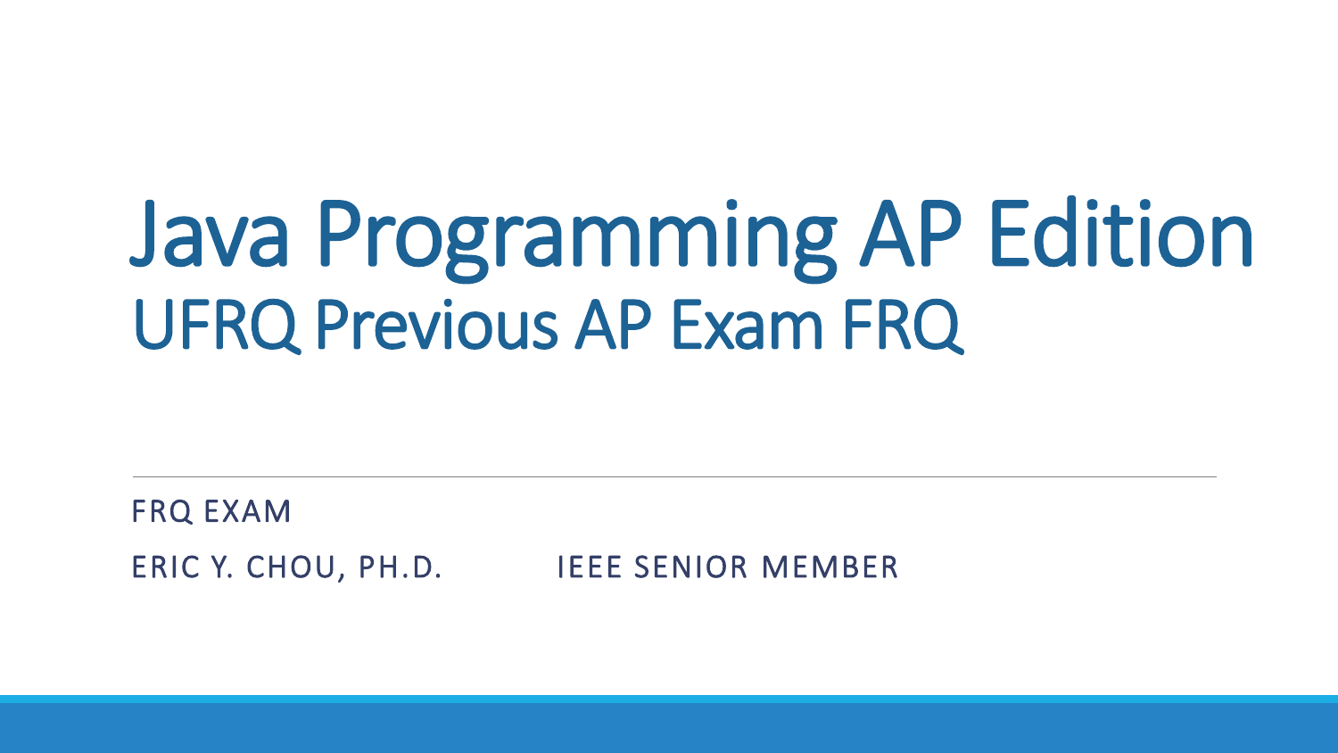# Java Programming AP Edition

## UFRQ Previous AP Exam FRQ

FRQ EXAM

ERIC Y. CHOU, PH.D. IEEE SENIOR MEMBER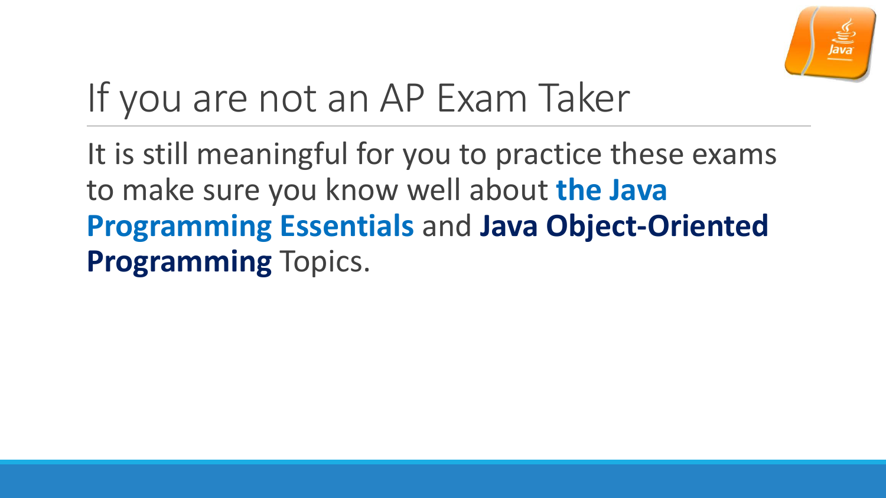# If you are not an AP Exam Taker

It is still meaningful for you to practice these exams to make sure you know well about **the Java Programming Essentials** and **Java Object-Oriented Programming** Topics.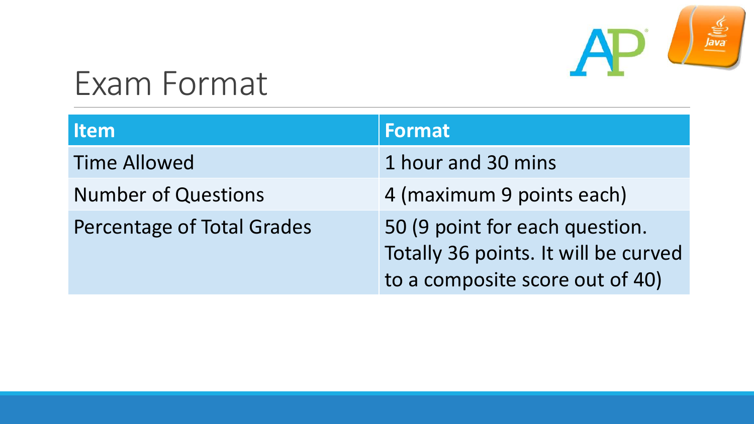# Exam Format

| Item | Format |
| --- | --- |
| Time Allowed | 1 hour and 30 mins |
| Number of Questions | 4 (maximum 9 points each) |
| Percentage of Total Grades | 50 (9 point for each question. Totally 36 points. It will be curved to a composite score out of 40) |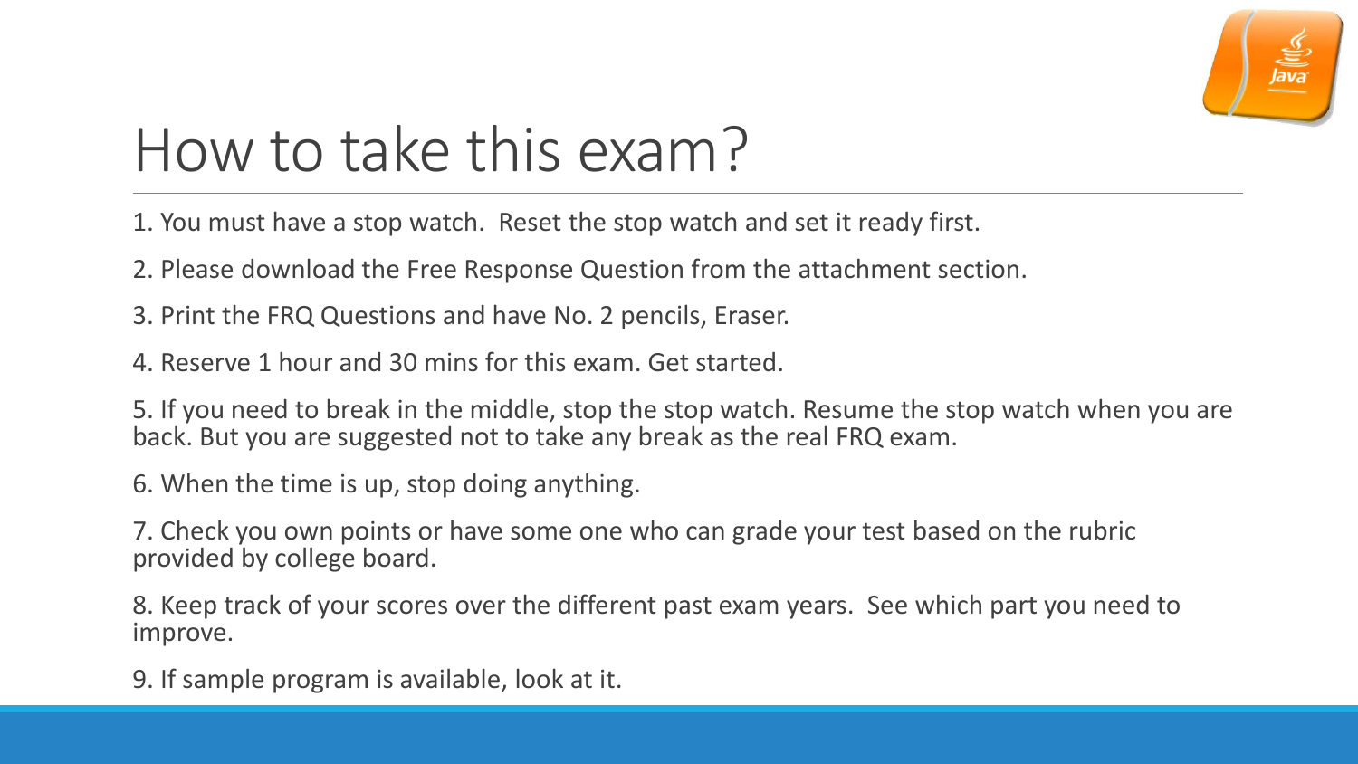# How to take this exam?

1. You must have a stop watch. Reset the stop watch and set it ready first.
2. Please download the Free Response Question from the attachment section.
3. Print the FRQ Questions and have No. 2 pencils, Eraser.
4. Reserve 1 hour and 30 mins for this exam. Get started.
5. If you need to break in the middle, stop the stop watch. Resume the stop watch when you are back. But you are suggested not to take any break as the real FRQ exam.
6. When the time is up, stop doing anything.
7. Check you own points or have some one who can grade your test based on the rubric provided by college board.
8. Keep track of your scores over the different past exam years. See which part you need to improve.
9. If sample program is available, look at it.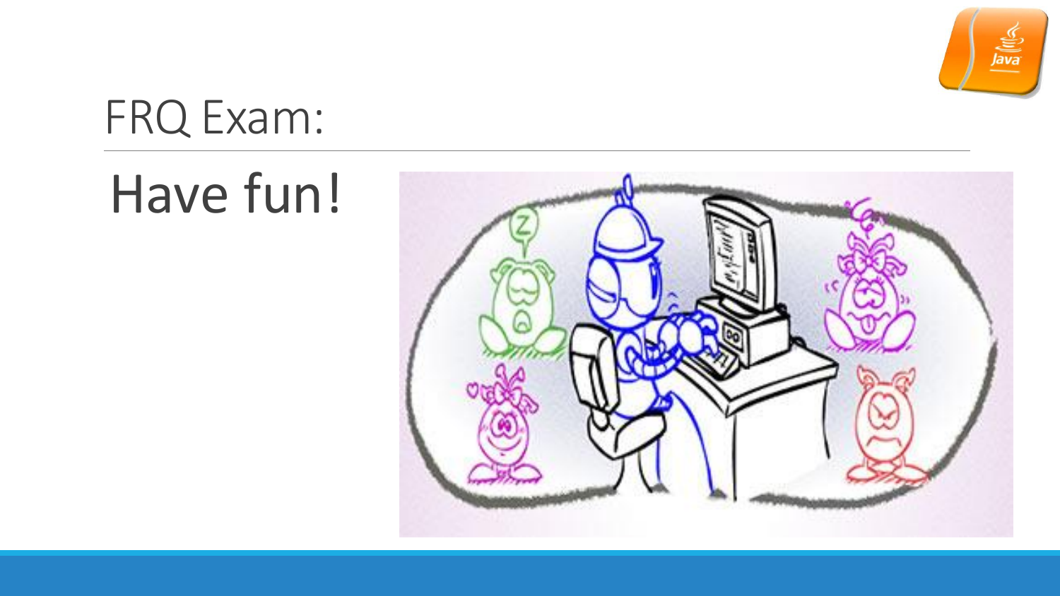# FRQ Exam:

Have fun!